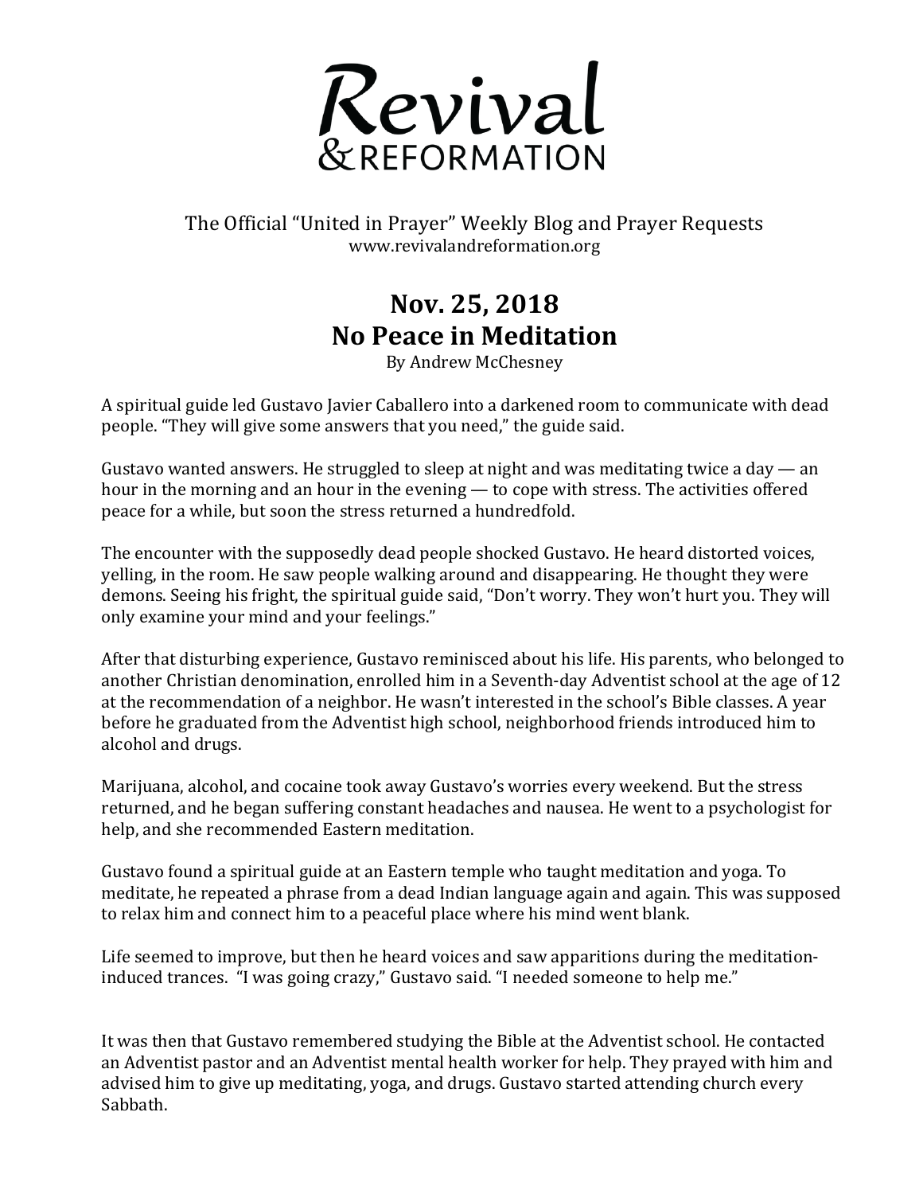# Revival & REFORMATION

The Official "United in Prayer" Weekly Blog and Prayer Requests
www.revivalandreformation.org

## Nov. 25, 2018
## No Peace in Meditation

By Andrew McChesney

A spiritual guide led Gustavo Javier Caballero into a darkened room to communicate with dead people. "They will give some answers that you need," the guide said.

Gustavo wanted answers. He struggled to sleep at night and was meditating twice a day — an hour in the morning and an hour in the evening — to cope with stress. The activities offered peace for a while, but soon the stress returned a hundredfold.

The encounter with the supposedly dead people shocked Gustavo. He heard distorted voices, yelling, in the room. He saw people walking around and disappearing. He thought they were demons. Seeing his fright, the spiritual guide said, "Don't worry. They won't hurt you. They will only examine your mind and your feelings."

After that disturbing experience, Gustavo reminisced about his life. His parents, who belonged to another Christian denomination, enrolled him in a Seventh-day Adventist school at the age of 12 at the recommendation of a neighbor. He wasn't interested in the school's Bible classes. A year before he graduated from the Adventist high school, neighborhood friends introduced him to alcohol and drugs.

Marijuana, alcohol, and cocaine took away Gustavo's worries every weekend. But the stress returned, and he began suffering constant headaches and nausea. He went to a psychologist for help, and she recommended Eastern meditation.

Gustavo found a spiritual guide at an Eastern temple who taught meditation and yoga. To meditate, he repeated a phrase from a dead Indian language again and again. This was supposed to relax him and connect him to a peaceful place where his mind went blank.

Life seemed to improve, but then he heard voices and saw apparitions during the meditation-induced trances. "I was going crazy," Gustavo said. "I needed someone to help me."

It was then that Gustavo remembered studying the Bible at the Adventist school. He contacted an Adventist pastor and an Adventist mental health worker for help. They prayed with him and advised him to give up meditating, yoga, and drugs. Gustavo started attending church every Sabbath.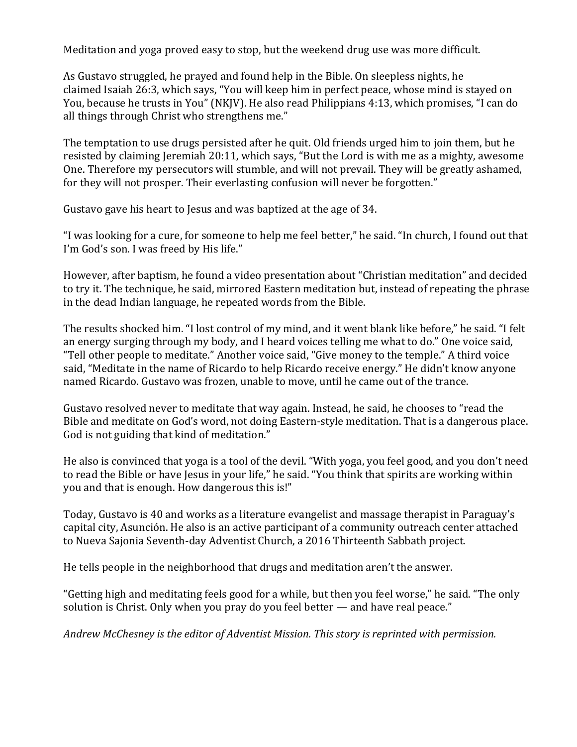Meditation and yoga proved easy to stop, but the weekend drug use was more difficult.

As Gustavo struggled, he prayed and found help in the Bible. On sleepless nights, he claimed Isaiah 26:3, which says, "You will keep him in perfect peace, whose mind is stayed on You, because he trusts in You" (NKJV). He also read Philippians 4:13, which promises, "I can do all things through Christ who strengthens me."

The temptation to use drugs persisted after he quit. Old friends urged him to join them, but he resisted by claiming Jeremiah 20:11, which says, "But the Lord is with me as a mighty, awesome One. Therefore my persecutors will stumble, and will not prevail. They will be greatly ashamed, for they will not prosper. Their everlasting confusion will never be forgotten."

Gustavo gave his heart to Jesus and was baptized at the age of 34.

"I was looking for a cure, for someone to help me feel better," he said. "In church, I found out that I'm God's son. I was freed by His life."

However, after baptism, he found a video presentation about "Christian meditation" and decided to try it. The technique, he said, mirrored Eastern meditation but, instead of repeating the phrase in the dead Indian language, he repeated words from the Bible.

The results shocked him. "I lost control of my mind, and it went blank like before," he said. "I felt an energy surging through my body, and I heard voices telling me what to do." One voice said, "Tell other people to meditate." Another voice said, "Give money to the temple." A third voice said, "Meditate in the name of Ricardo to help Ricardo receive energy." He didn't know anyone named Ricardo. Gustavo was frozen, unable to move, until he came out of the trance.

Gustavo resolved never to meditate that way again. Instead, he said, he chooses to "read the Bible and meditate on God's word, not doing Eastern-style meditation. That is a dangerous place. God is not guiding that kind of meditation."

He also is convinced that yoga is a tool of the devil. "With yoga, you feel good, and you don't need to read the Bible or have Jesus in your life," he said. "You think that spirits are working within you and that is enough. How dangerous this is!"

Today, Gustavo is 40 and works as a literature evangelist and massage therapist in Paraguay's capital city, Asunción. He also is an active participant of a community outreach center attached to Nueva Sajonia Seventh-day Adventist Church, a 2016 Thirteenth Sabbath project.

He tells people in the neighborhood that drugs and meditation aren't the answer.

"Getting high and meditating feels good for a while, but then you feel worse," he said. "The only solution is Christ. Only when you pray do you feel better — and have real peace."

*Andrew McChesney is the editor of Adventist Mission. This story is reprinted with permission.*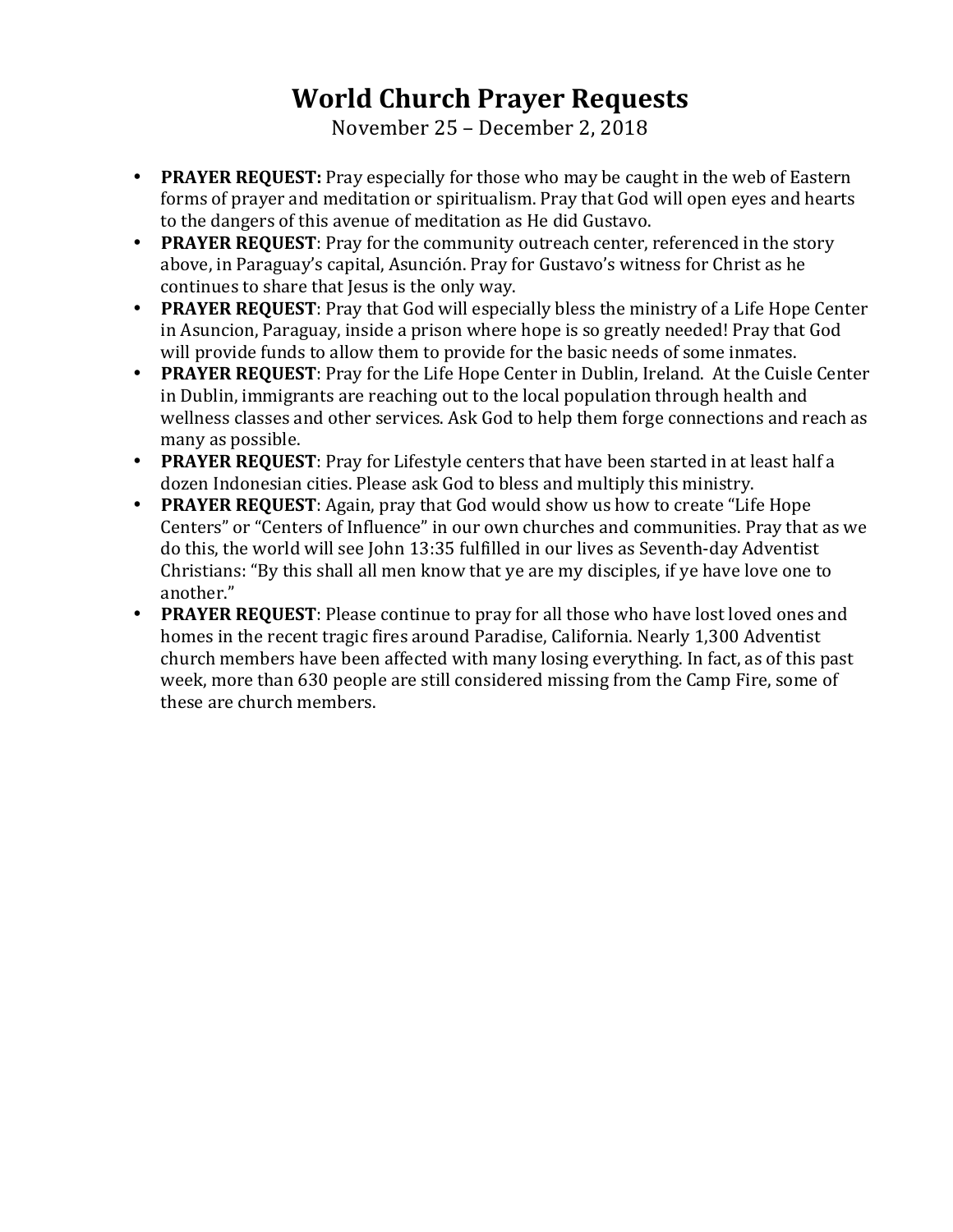# World Church Prayer Requests

November 25 – December 2, 2018

- **PRAYER REQUEST:** Pray especially for those who may be caught in the web of Eastern forms of prayer and meditation or spiritualism. Pray that God will open eyes and hearts to the dangers of this avenue of meditation as He did Gustavo.
- **PRAYER REQUEST**: Pray for the community outreach center, referenced in the story above, in Paraguay's capital, Asunción. Pray for Gustavo's witness for Christ as he continues to share that Jesus is the only way.
- **PRAYER REQUEST**: Pray that God will especially bless the ministry of a Life Hope Center in Asuncion, Paraguay, inside a prison where hope is so greatly needed! Pray that God will provide funds to allow them to provide for the basic needs of some inmates.
- **PRAYER REQUEST**: Pray for the Life Hope Center in Dublin, Ireland. At the Cuisle Center in Dublin, immigrants are reaching out to the local population through health and wellness classes and other services. Ask God to help them forge connections and reach as many as possible.
- **PRAYER REQUEST**: Pray for Lifestyle centers that have been started in at least half a dozen Indonesian cities. Please ask God to bless and multiply this ministry.
- **PRAYER REQUEST**: Again, pray that God would show us how to create "Life Hope Centers" or "Centers of Influence" in our own churches and communities. Pray that as we do this, the world will see John 13:35 fulfilled in our lives as Seventh-day Adventist Christians: "By this shall all men know that ye are my disciples, if ye have love one to another."
- **PRAYER REQUEST**: Please continue to pray for all those who have lost loved ones and homes in the recent tragic fires around Paradise, California. Nearly 1,300 Adventist church members have been affected with many losing everything. In fact, as of this past week, more than 630 people are still considered missing from the Camp Fire, some of these are church members.